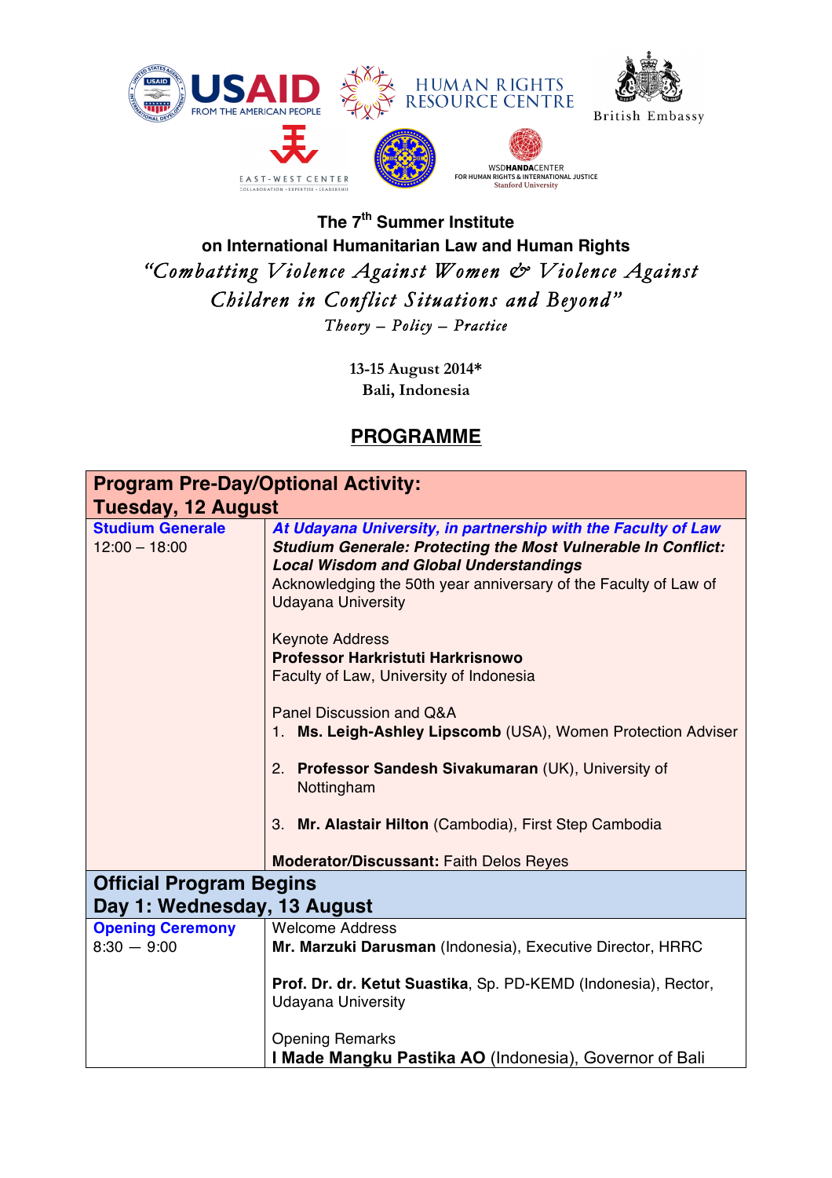USAID FROM THE AMERICAN PEOPLE | HUMAN RIGHTS RESOURCE CENTRE | British Embassy | EAST-WEST CENTER COLLABORATION · EXPERTISE · LEADERSHIP | WSDHANDACENTER FOR HUMAN RIGHTS & INTERNATIONAL JUSTICE Stanford University

**The 7th Summer Institute**
**on International Humanitarian Law and Human Rights**

*"Combatting Violence Against Women & Violence Against Children in Conflict Situations and Beyond"*

*Theory – Policy – Practice*

**13-15 August 2014***
**Bali, Indonesia**

## PROGRAMME

| **Program Pre-Day/Optional Activity: Tuesday, 12 August** | |
|---|---|
| **Studium Generale**<br>12:00 – 18:00 | ***At Udayana University, in partnership with the Faculty of Law***<br>***Studium Generale: Protecting the Most Vulnerable In Conflict: Local Wisdom and Global Understandings***<br>Acknowledging the 50th year anniversary of the Faculty of Law of Udayana University<br><br>Keynote Address<br>**Professor Harkristuti Harkrisnowo**<br>Faculty of Law, University of Indonesia<br><br>Panel Discussion and Q&A<br>1. **Ms. Leigh-Ashley Lipscomb** (USA), Women Protection Adviser<br>2. **Professor Sandesh Sivakumaran** (UK), University of Nottingham<br>3. **Mr. Alastair Hilton** (Cambodia), First Step Cambodia<br><br>**Moderator/Discussant:** Faith Delos Reyes |
| **Official Program Begins Day 1: Wednesday, 13 August** | |
| **Opening Ceremony**<br>8:30 — 9:00 | Welcome Address<br>**Mr. Marzuki Darusman** (Indonesia), Executive Director, HRRC<br><br>**Prof. Dr. dr. Ketut Suastika**, Sp. PD-KEMD (Indonesia), Rector, Udayana University<br><br>Opening Remarks<br>**I Made Mangku Pastika AO** (Indonesia), Governor of Bali |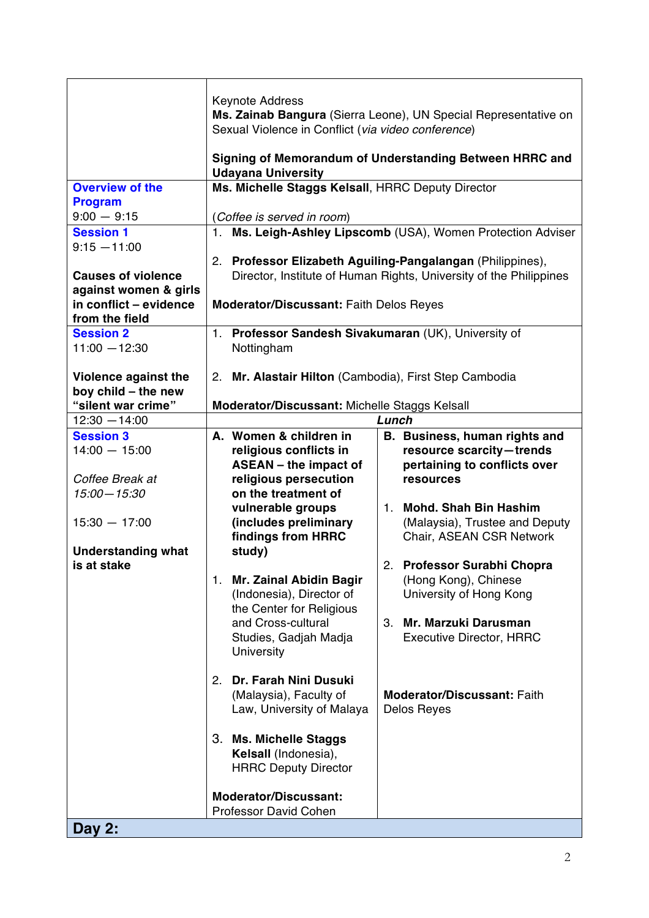| | |
|---|---|
| | Keynote Address<br>**Ms. Zainab Bangura** (Sierra Leone), UN Special Representative on Sexual Violence in Conflict (*via video conference*)<br><br>**Signing of Memorandum of Understanding Between HRRC and Udayana University** |
| **Overview of the Program**<br>9:00 — 9:15 | **Ms. Michelle Staggs Kelsall**, HRRC Deputy Director<br><br>(*Coffee is served in room*) |
| **Session 1**<br>9:15 —11:00<br><br>**Causes of violence against women & girls in conflict – evidence from the field** | 1. **Ms. Leigh-Ashley Lipscomb** (USA), Women Protection Adviser<br><br>2. **Professor Elizabeth Aguiling-Pangalangan** (Philippines), Director, Institute of Human Rights, University of the Philippines<br><br>**Moderator/Discussant:** Faith Delos Reyes |
| **Session 2**<br>11:00 —12:30<br><br>**Violence against the boy child – the new "silent war crime"** | 1. **Professor Sandesh Sivakumaran** (UK), University of Nottingham<br><br>2. **Mr. Alastair Hilton** (Cambodia), First Step Cambodia<br><br>**Moderator/Discussant:** Michelle Staggs Kelsall |
| 12:30 —14:00 | ***Lunch*** |
| **Session 3**<br>14:00 — 15:00<br><br>*Coffee Break at 15:00—15:30*<br><br>15:30 — 17:00<br><br>**Understanding what is at stake** | **A. Women & children in religious conflicts in ASEAN – the impact of religious persecution on the treatment of vulnerable groups (includes preliminary findings from HRRC study)**<br><br>1. **Mr. Zainal Abidin Bagir** (Indonesia), Director of the Center for Religious and Cross-cultural Studies, Gadjah Madja University<br><br>2. **Dr. Farah Nini Dusuki** (Malaysia), Faculty of Law, University of Malaya<br><br>3. **Ms. Michelle Staggs Kelsall** (Indonesia), HRRC Deputy Director<br><br>**Moderator/Discussant:** Professor David Cohen<br><br>**B. Business, human rights and resource scarcity—trends pertaining to conflicts over resources**<br><br>1. **Mohd. Shah Bin Hashim** (Malaysia), Trustee and Deputy Chair, ASEAN CSR Network<br><br>2. **Professor Surabhi Chopra** (Hong Kong), Chinese University of Hong Kong<br><br>3. **Mr. Marzuki Darusman** Executive Director, HRRC<br><br>**Moderator/Discussant:** Faith Delos Reyes |
| **Day 2:** | |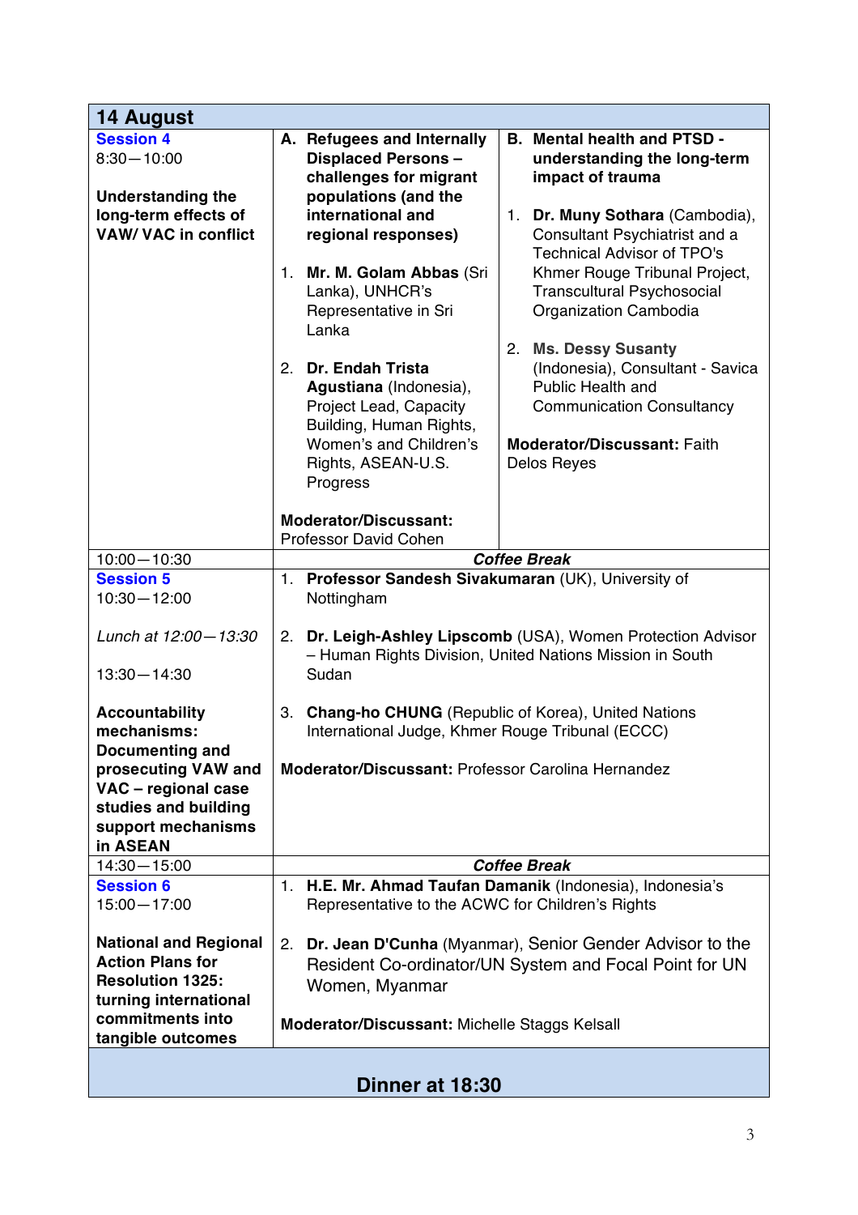## 14 August

| | | |
|---|---|---|
| **Session 4**<br>8:30—10:00<br><br>**Understanding the long-term effects of VAW/ VAC in conflict** | **A. Refugees and Internally Displaced Persons – challenges for migrant populations (and the international and regional responses)**<br><br>1. **Mr. M. Golam Abbas** (Sri Lanka), UNHCR's Representative in Sri Lanka<br><br>2. **Dr. Endah Trista Agustiana** (Indonesia), Project Lead, Capacity Building, Human Rights, Women's and Children's Rights, ASEAN-U.S. Progress<br><br>**Moderator/Discussant:** Professor David Cohen | **B. Mental health and PTSD - understanding the long-term impact of trauma**<br><br>1. **Dr. Muny Sothara** (Cambodia), Consultant Psychiatrist and a Technical Advisor of TPO's Khmer Rouge Tribunal Project, Transcultural Psychosocial Organization Cambodia<br><br>2. **Ms. Dessy Susanty** (Indonesia), Consultant - Savica Public Health and Communication Consultancy<br><br>**Moderator/Discussant:** Faith Delos Reyes |
| 10:00—10:30 | ***Coffee Break*** | |
| **Session 5**<br>10:30—12:00<br><br>*Lunch at 12:00—13:30*<br><br>13:30—14:30<br><br>**Accountability mechanisms: Documenting and prosecuting VAW and VAC – regional case studies and building support mechanisms in ASEAN** | 1. **Professor Sandesh Sivakumaran** (UK), University of Nottingham<br><br>2. **Dr. Leigh-Ashley Lipscomb** (USA), Women Protection Advisor – Human Rights Division, United Nations Mission in South Sudan<br><br>3. **Chang-ho CHUNG** (Republic of Korea), United Nations International Judge, Khmer Rouge Tribunal (ECCC)<br><br>**Moderator/Discussant:** Professor Carolina Hernandez | |
| 14:30—15:00 | ***Coffee Break*** | |
| **Session 6**<br>15:00—17:00<br><br>**National and Regional Action Plans for Resolution 1325: turning international commitments into tangible outcomes** | 1. **H.E. Mr. Ahmad Taufan Damanik** (Indonesia), Indonesia's Representative to the ACWC for Children's Rights<br><br>2. **Dr. Jean D'Cunha** (Myanmar), Senior Gender Advisor to the Resident Co-ordinator/UN System and Focal Point for UN Women, Myanmar<br><br>**Moderator/Discussant:** Michelle Staggs Kelsall | |

**Dinner at 18:30**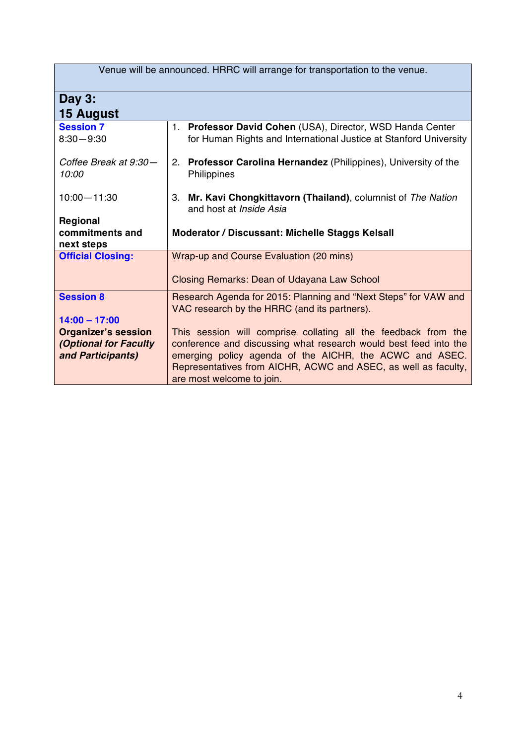| | |
|---|---|
| Venue will be announced. HRRC will arrange for transportation to the venue. | |
| **Day 3:**<br>**15 August** | |
| **Session 7**<br>8:30—9:30<br><br>*Coffee Break at 9:30—10:00*<br><br>10:00—11:30<br><br>**Regional commitments and next steps** | 1. **Professor David Cohen** (USA), Director, WSD Handa Center for Human Rights and International Justice at Stanford University<br><br>2. **Professor Carolina Hernandez** (Philippines), University of the Philippines<br><br>3. **Mr. Kavi Chongkittavorn (Thailand)**, columnist of *The Nation* and host at *Inside Asia*<br><br>**Moderator / Discussant: Michelle Staggs Kelsall** |
| **Official Closing:** | Wrap-up and Course Evaluation (20 mins)<br><br>Closing Remarks: Dean of Udayana Law School |
| **Session 8**<br><br>**14:00 – 17:00**<br>**Organizer's session** ***(Optional for Faculty and Participants)*** | Research Agenda for 2015: Planning and "Next Steps" for VAW and VAC research by the HRRC (and its partners).<br><br>This session will comprise collating all the feedback from the conference and discussing what research would best feed into the emerging policy agenda of the AICHR, the ACWC and ASEC. Representatives from AICHR, ACWC and ASEC, as well as faculty, are most welcome to join. |